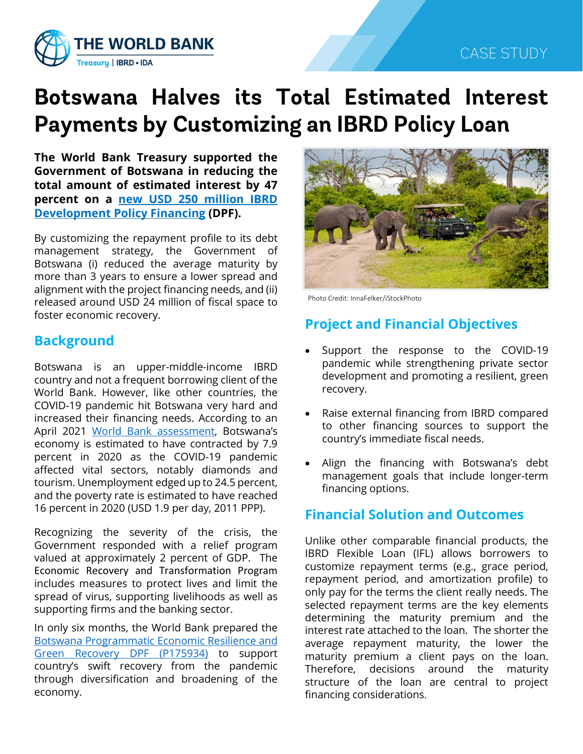THE WORLD BANK
Treasury | IBRD • IDA

CASE STUDY

# Botswana Halves its Total Estimated Interest Payments by Customizing an IBRD Policy Loan

**The World Bank Treasury supported the Government of Botswana in reducing the total amount of estimated interest by 47 percent on a new USD 250 million IBRD Development Policy Financing (DPF).**

By customizing the repayment profile to its debt management strategy, the Government of Botswana (i) reduced the average maturity by more than 3 years to ensure a lower spread and alignment with the project financing needs, and (ii) released around USD 24 million of fiscal space to foster economic recovery.

## Background

Botswana is an upper-middle-income IBRD country and not a frequent borrowing client of the World Bank. However, like other countries, the COVID-19 pandemic hit Botswana very hard and increased their financing needs. According to an April 2021 World Bank assessment, Botswana's economy is estimated to have contracted by 7.9 percent in 2020 as the COVID-19 pandemic affected vital sectors, notably diamonds and tourism. Unemployment edged up to 24.5 percent, and the poverty rate is estimated to have reached 16 percent in 2020 (USD 1.9 per day, 2011 PPP).

Recognizing the severity of the crisis, the Government responded with a relief program valued at approximately 2 percent of GDP. The Economic Recovery and Transformation Program includes measures to protect lives and limit the spread of virus, supporting livelihoods as well as supporting firms and the banking sector.

In only six months, the World Bank prepared the Botswana Programmatic Economic Resilience and Green Recovery DPF (P175934) to support country's swift recovery from the pandemic through diversification and broadening of the economy.

Photo Credit: InnaFelker/iStockPhoto

## Project and Financial Objectives

- Support the response to the COVID-19 pandemic while strengthening private sector development and promoting a resilient, green recovery.
- Raise external financing from IBRD compared to other financing sources to support the country's immediate fiscal needs.
- Align the financing with Botswana's debt management goals that include longer-term financing options.

## Financial Solution and Outcomes

Unlike other comparable financial products, the IBRD Flexible Loan (IFL) allows borrowers to customize repayment terms (e.g., grace period, repayment period, and amortization profile) to only pay for the terms the client really needs. The selected repayment terms are the key elements determining the maturity premium and the interest rate attached to the loan. The shorter the average repayment maturity, the lower the maturity premium a client pays on the loan. Therefore, decisions around the maturity structure of the loan are central to project financing considerations.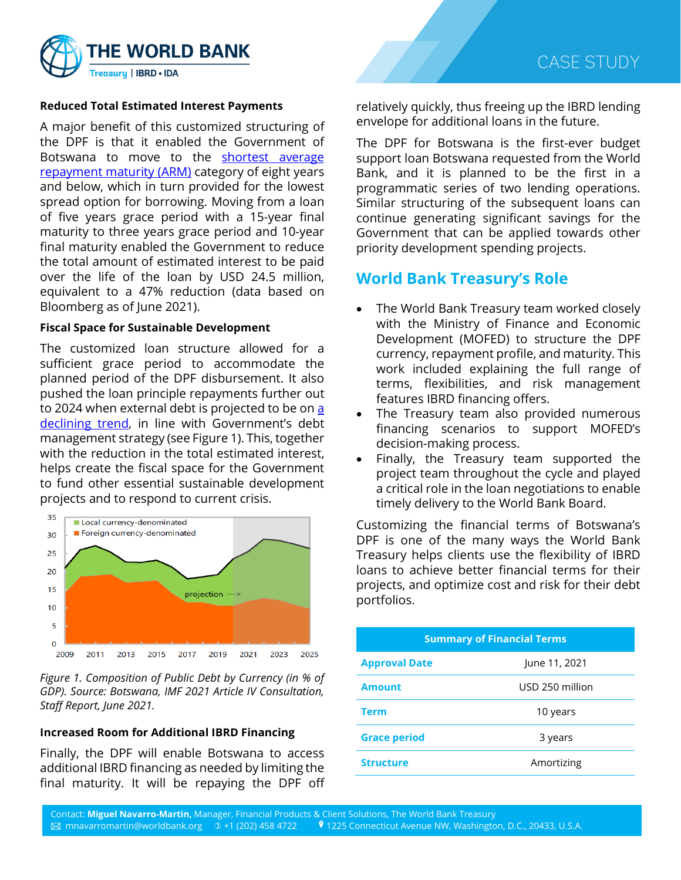### Reduced Total Estimated Interest Payments

A major benefit of this customized structuring of the DPF is that it enabled the Government of Botswana to move to the shortest average repayment maturity (ARM) category of eight years and below, which in turn provided for the lowest spread option for borrowing. Moving from a loan of five years grace period with a 15-year final maturity to three years grace period and 10-year final maturity enabled the Government to reduce the total amount of estimated interest to be paid over the life of the loan by USD 24.5 million, equivalent to a 47% reduction (data based on Bloomberg as of June 2021).

### Fiscal Space for Sustainable Development

The customized loan structure allowed for a sufficient grace period to accommodate the planned period of the DPF disbursement. It also pushed the loan principle repayments further out to 2024 when external debt is projected to be on a declining trend, in line with Government's debt management strategy (see Figure 1). This, together with the reduction in the total estimated interest, helps create the fiscal space for the Government to fund other essential sustainable development projects and to respond to current crisis.

35
30
25
20
15
10
5
0
2009 2011 2013 2015 2017 2019 2021 2023 2025
Local currency-denominated
Foreign currency-denominated
projection

*Figure 1. Composition of Public Debt by Currency (in % of GDP). Source: Botswana, IMF 2021 Article IV Consultation, Staff Report, June 2021.*

### Increased Room for Additional IBRD Financing

Finally, the DPF will enable Botswana to access additional IBRD financing as needed by limiting the final maturity. It will be repaying the DPF off relatively quickly, thus freeing up the IBRD lending envelope for additional loans in the future.

The DPF for Botswana is the first-ever budget support loan Botswana requested from the World Bank, and it is planned to be the first in a programmatic series of two lending operations. Similar structuring of the subsequent loans can continue generating significant savings for the Government that can be applied towards other priority development spending projects.

## World Bank Treasury's Role

- The World Bank Treasury team worked closely with the Ministry of Finance and Economic Development (MOFED) to structure the DPF currency, repayment profile, and maturity. This work included explaining the full range of terms, flexibilities, and risk management features IBRD financing offers.
- The Treasury team also provided numerous financing scenarios to support MOFED's decision-making process.
- Finally, the Treasury team supported the project team throughout the cycle and played a critical role in the loan negotiations to enable timely delivery to the World Bank Board.

Customizing the financial terms of Botswana's DPF is one of the many ways the World Bank Treasury helps clients use the flexibility of IBRD loans to achieve better financial terms for their projects, and optimize cost and risk for their debt portfolios.

| Summary of Financial Terms | |
|---|---|
| **Approval Date** | June 11, 2021 |
| **Amount** | USD 250 million |
| **Term** | 10 years |
| **Grace period** | 3 years |
| **Structure** | Amortizing |

Contact: **Miguel Navarro-Martin,** Manager, Financial Products & Client Solutions, The World Bank Treasury
mnavarromartin@worldbank.org +1 (202) 458 4722 1225 Connecticut Avenue NW, Washington, D.C., 20433, U.S.A.